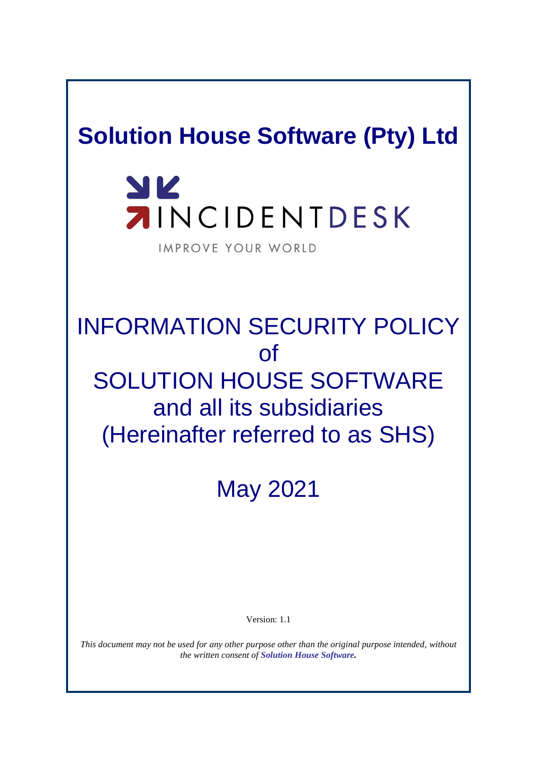# Solution House Software (Pty) Ltd

INCIDENTDESK

IMPROVE YOUR WORLD

## INFORMATION SECURITY POLICY of SOLUTION HOUSE SOFTWARE and all its subsidiaries (Hereinafter referred to as SHS)

## May 2021

Version: 1.1

*This document may not be used for any other purpose other than the original purpose intended, without the written consent of* ***Solution House Software.***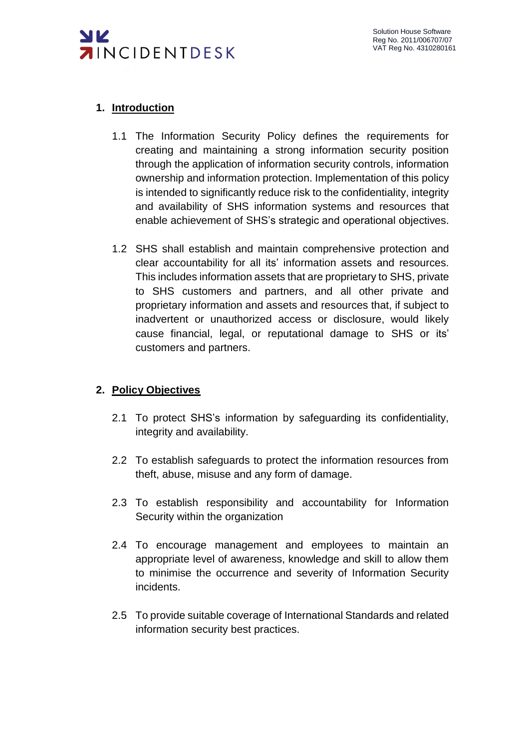## 1. Introduction

1.1 The Information Security Policy defines the requirements for creating and maintaining a strong information security position through the application of information security controls, information ownership and information protection. Implementation of this policy is intended to significantly reduce risk to the confidentiality, integrity and availability of SHS information systems and resources that enable achievement of SHS's strategic and operational objectives.

1.2 SHS shall establish and maintain comprehensive protection and clear accountability for all its' information assets and resources. This includes information assets that are proprietary to SHS, private to SHS customers and partners, and all other private and proprietary information and assets and resources that, if subject to inadvertent or unauthorized access or disclosure, would likely cause financial, legal, or reputational damage to SHS or its' customers and partners.

## 2. Policy Objectives

2.1 To protect SHS's information by safeguarding its confidentiality, integrity and availability.

2.2 To establish safeguards to protect the information resources from theft, abuse, misuse and any form of damage.

2.3 To establish responsibility and accountability for Information Security within the organization

2.4 To encourage management and employees to maintain an appropriate level of awareness, knowledge and skill to allow them to minimise the occurrence and severity of Information Security incidents.

2.5 To provide suitable coverage of International Standards and related information security best practices.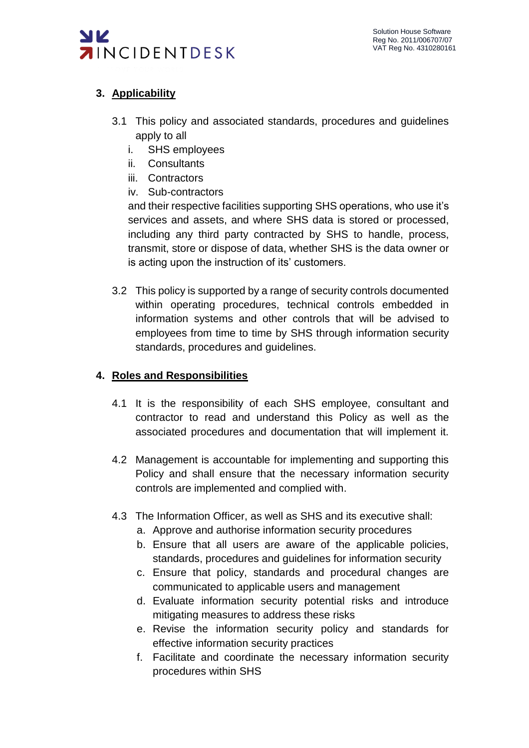## 3. Applicability

3.1 This policy and associated standards, procedures and guidelines apply to all

i. SHS employees
ii. Consultants
iii. Contractors
iv. Sub-contractors

and their respective facilities supporting SHS operations, who use it's services and assets, and where SHS data is stored or processed, including any third party contracted by SHS to handle, process, transmit, store or dispose of data, whether SHS is the data owner or is acting upon the instruction of its' customers.

3.2 This policy is supported by a range of security controls documented within operating procedures, technical controls embedded in information systems and other controls that will be advised to employees from time to time by SHS through information security standards, procedures and guidelines.

## 4. Roles and Responsibilities

4.1 It is the responsibility of each SHS employee, consultant and contractor to read and understand this Policy as well as the associated procedures and documentation that will implement it.

4.2 Management is accountable for implementing and supporting this Policy and shall ensure that the necessary information security controls are implemented and complied with.

4.3 The Information Officer, as well as SHS and its executive shall:

a. Approve and authorise information security procedures
b. Ensure that all users are aware of the applicable policies, standards, procedures and guidelines for information security
c. Ensure that policy, standards and procedural changes are communicated to applicable users and management
d. Evaluate information security potential risks and introduce mitigating measures to address these risks
e. Revise the information security policy and standards for effective information security practices
f. Facilitate and coordinate the necessary information security procedures within SHS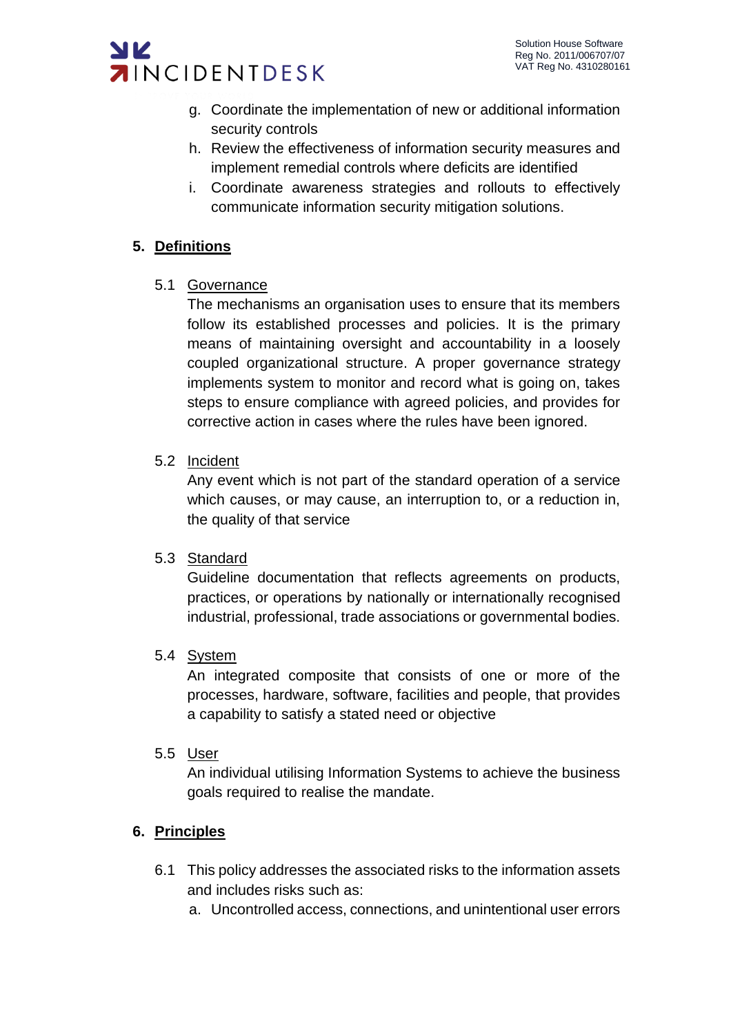g. Coordinate the implementation of new or additional information security controls
h. Review the effectiveness of information security measures and implement remedial controls where deficits are identified
i. Coordinate awareness strategies and rollouts to effectively communicate information security mitigation solutions.

## 5. Definitions

### 5.1 Governance

The mechanisms an organisation uses to ensure that its members follow its established processes and policies. It is the primary means of maintaining oversight and accountability in a loosely coupled organizational structure. A proper governance strategy implements system to monitor and record what is going on, takes steps to ensure compliance with agreed policies, and provides for corrective action in cases where the rules have been ignored.

### 5.2 Incident

Any event which is not part of the standard operation of a service which causes, or may cause, an interruption to, or a reduction in, the quality of that service

### 5.3 Standard

Guideline documentation that reflects agreements on products, practices, or operations by nationally or internationally recognised industrial, professional, trade associations or governmental bodies.

### 5.4 System

An integrated composite that consists of one or more of the processes, hardware, software, facilities and people, that provides a capability to satisfy a stated need or objective

### 5.5 User

An individual utilising Information Systems to achieve the business goals required to realise the mandate.

## 6. Principles

6.1 This policy addresses the associated risks to the information assets and includes risks such as:

a. Uncontrolled access, connections, and unintentional user errors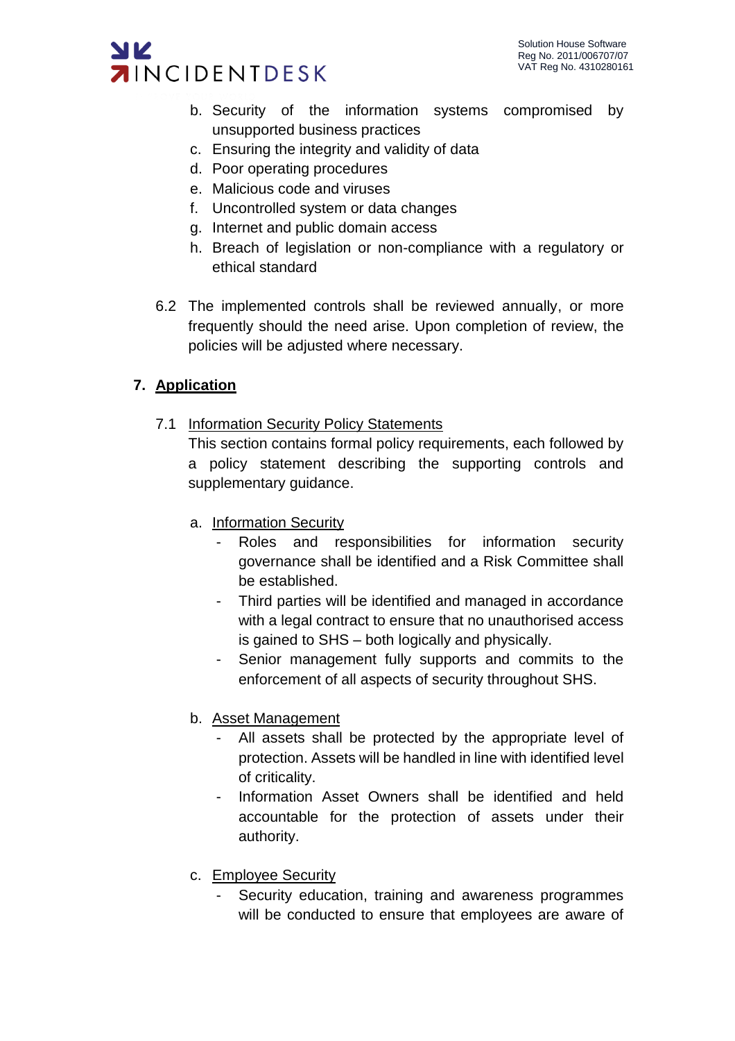b. Security of the information systems compromised by unsupported business practices
c. Ensuring the integrity and validity of data
d. Poor operating procedures
e. Malicious code and viruses
f. Uncontrolled system or data changes
g. Internet and public domain access
h. Breach of legislation or non-compliance with a regulatory or ethical standard

6.2 The implemented controls shall be reviewed annually, or more frequently should the need arise. Upon completion of review, the policies will be adjusted where necessary.

## 7. Application

7.1 Information Security Policy Statements
This section contains formal policy requirements, each followed by a policy statement describing the supporting controls and supplementary guidance.

a. Information Security
  - Roles and responsibilities for information security governance shall be identified and a Risk Committee shall be established.
  - Third parties will be identified and managed in accordance with a legal contract to ensure that no unauthorised access is gained to SHS – both logically and physically.
  - Senior management fully supports and commits to the enforcement of all aspects of security throughout SHS.

b. Asset Management
  - All assets shall be protected by the appropriate level of protection. Assets will be handled in line with identified level of criticality.
  - Information Asset Owners shall be identified and held accountable for the protection of assets under their authority.

c. Employee Security
  - Security education, training and awareness programmes will be conducted to ensure that employees are aware of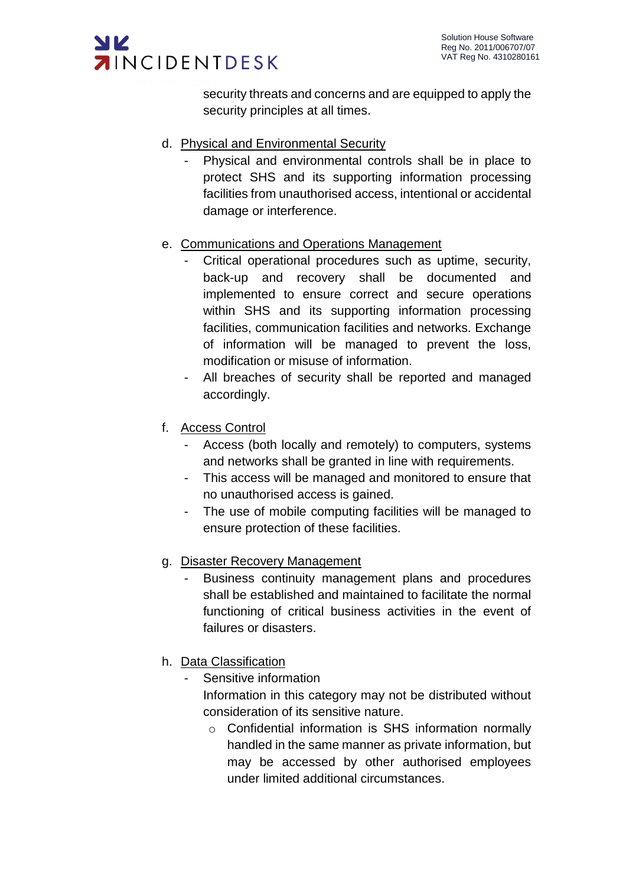security threats and concerns and are equipped to apply the security principles at all times.

d. Physical and Environmental Security
   - Physical and environmental controls shall be in place to protect SHS and its supporting information processing facilities from unauthorised access, intentional or accidental damage or interference.

e. Communications and Operations Management
   - Critical operational procedures such as uptime, security, back-up and recovery shall be documented and implemented to ensure correct and secure operations within SHS and its supporting information processing facilities, communication facilities and networks. Exchange of information will be managed to prevent the loss, modification or misuse of information.
   - All breaches of security shall be reported and managed accordingly.

f. Access Control
   - Access (both locally and remotely) to computers, systems and networks shall be granted in line with requirements.
   - This access will be managed and monitored to ensure that no unauthorised access is gained.
   - The use of mobile computing facilities will be managed to ensure protection of these facilities.

g. Disaster Recovery Management
   - Business continuity management plans and procedures shall be established and maintained to facilitate the normal functioning of critical business activities in the event of failures or disasters.

h. Data Classification
   - Sensitive information

     Information in this category may not be distributed without consideration of its sensitive nature.
     - Confidential information is SHS information normally handled in the same manner as private information, but may be accessed by other authorised employees under limited additional circumstances.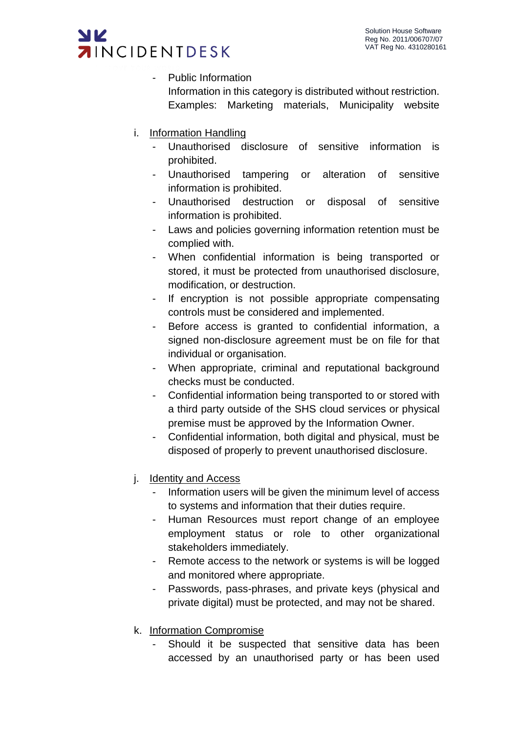- Public Information
  Information in this category is distributed without restriction. Examples: Marketing materials, Municipality website

i. <u>Information Handling</u>
   - Unauthorised disclosure of sensitive information is prohibited.
   - Unauthorised tampering or alteration of sensitive information is prohibited.
   - Unauthorised destruction or disposal of sensitive information is prohibited.
   - Laws and policies governing information retention must be complied with.
   - When confidential information is being transported or stored, it must be protected from unauthorised disclosure, modification, or destruction.
   - If encryption is not possible appropriate compensating controls must be considered and implemented.
   - Before access is granted to confidential information, a signed non-disclosure agreement must be on file for that individual or organisation.
   - When appropriate, criminal and reputational background checks must be conducted.
   - Confidential information being transported to or stored with a third party outside of the SHS cloud services or physical premise must be approved by the Information Owner.
   - Confidential information, both digital and physical, must be disposed of properly to prevent unauthorised disclosure.

j. <u>Identity and Access</u>
   - Information users will be given the minimum level of access to systems and information that their duties require.
   - Human Resources must report change of an employee employment status or role to other organizational stakeholders immediately.
   - Remote access to the network or systems is will be logged and monitored where appropriate.
   - Passwords, pass-phrases, and private keys (physical and private digital) must be protected, and may not be shared.

k. <u>Information Compromise</u>
   - Should it be suspected that sensitive data has been accessed by an unauthorised party or has been used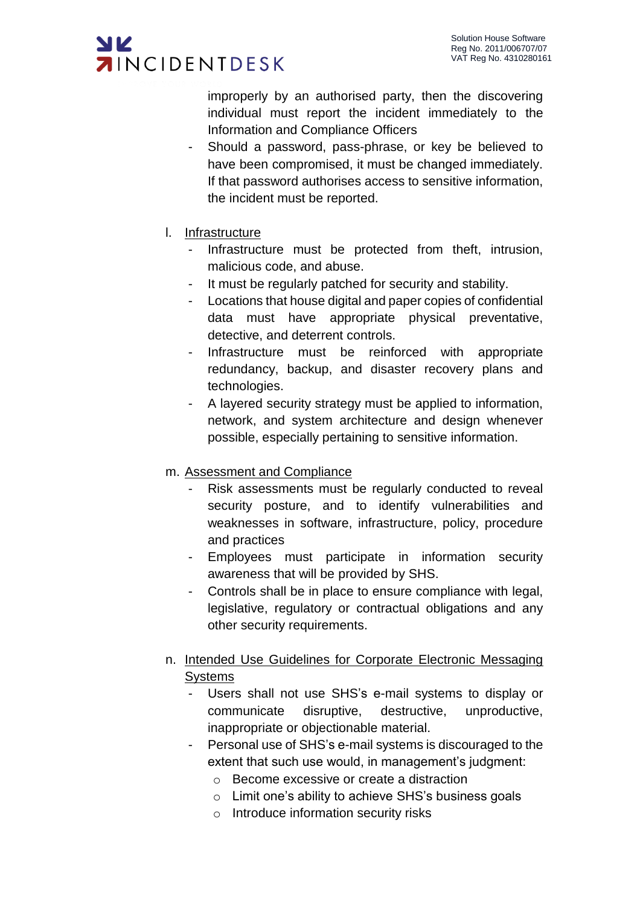improperly by an authorised party, then the discovering individual must report the incident immediately to the Information and Compliance Officers

- Should a password, pass-phrase, or key be believed to have been compromised, it must be changed immediately. If that password authorises access to sensitive information, the incident must be reported.

l. Infrastructure
   - Infrastructure must be protected from theft, intrusion, malicious code, and abuse.
   - It must be regularly patched for security and stability.
   - Locations that house digital and paper copies of confidential data must have appropriate physical preventative, detective, and deterrent controls.
   - Infrastructure must be reinforced with appropriate redundancy, backup, and disaster recovery plans and technologies.
   - A layered security strategy must be applied to information, network, and system architecture and design whenever possible, especially pertaining to sensitive information.

m. Assessment and Compliance
   - Risk assessments must be regularly conducted to reveal security posture, and to identify vulnerabilities and weaknesses in software, infrastructure, policy, procedure and practices
   - Employees must participate in information security awareness that will be provided by SHS.
   - Controls shall be in place to ensure compliance with legal, legislative, regulatory or contractual obligations and any other security requirements.

n. Intended Use Guidelines for Corporate Electronic Messaging Systems
   - Users shall not use SHS's e-mail systems to display or communicate disruptive, destructive, unproductive, inappropriate or objectionable material.
   - Personal use of SHS's e-mail systems is discouraged to the extent that such use would, in management's judgment:
     - Become excessive or create a distraction
     - Limit one's ability to achieve SHS's business goals
     - Introduce information security risks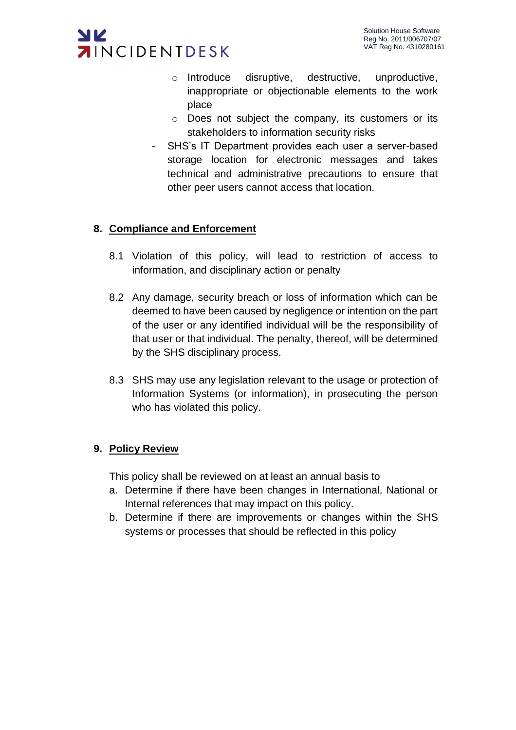- Introduce disruptive, destructive, unproductive, inappropriate or objectionable elements to the work place
  - Does not subject the company, its customers or its stakeholders to information security risks
- SHS's IT Department provides each user a server-based storage location for electronic messages and takes technical and administrative precautions to ensure that other peer users cannot access that location.

## 8. Compliance and Enforcement

8.1 Violation of this policy, will lead to restriction of access to information, and disciplinary action or penalty

8.2 Any damage, security breach or loss of information which can be deemed to have been caused by negligence or intention on the part of the user or any identified individual will be the responsibility of that user or that individual. The penalty, thereof, will be determined by the SHS disciplinary process.

8.3 SHS may use any legislation relevant to the usage or protection of Information Systems (or information), in prosecuting the person who has violated this policy.

## 9. Policy Review

This policy shall be reviewed on at least an annual basis to

a. Determine if there have been changes in International, National or Internal references that may impact on this policy.
b. Determine if there are improvements or changes within the SHS systems or processes that should be reflected in this policy